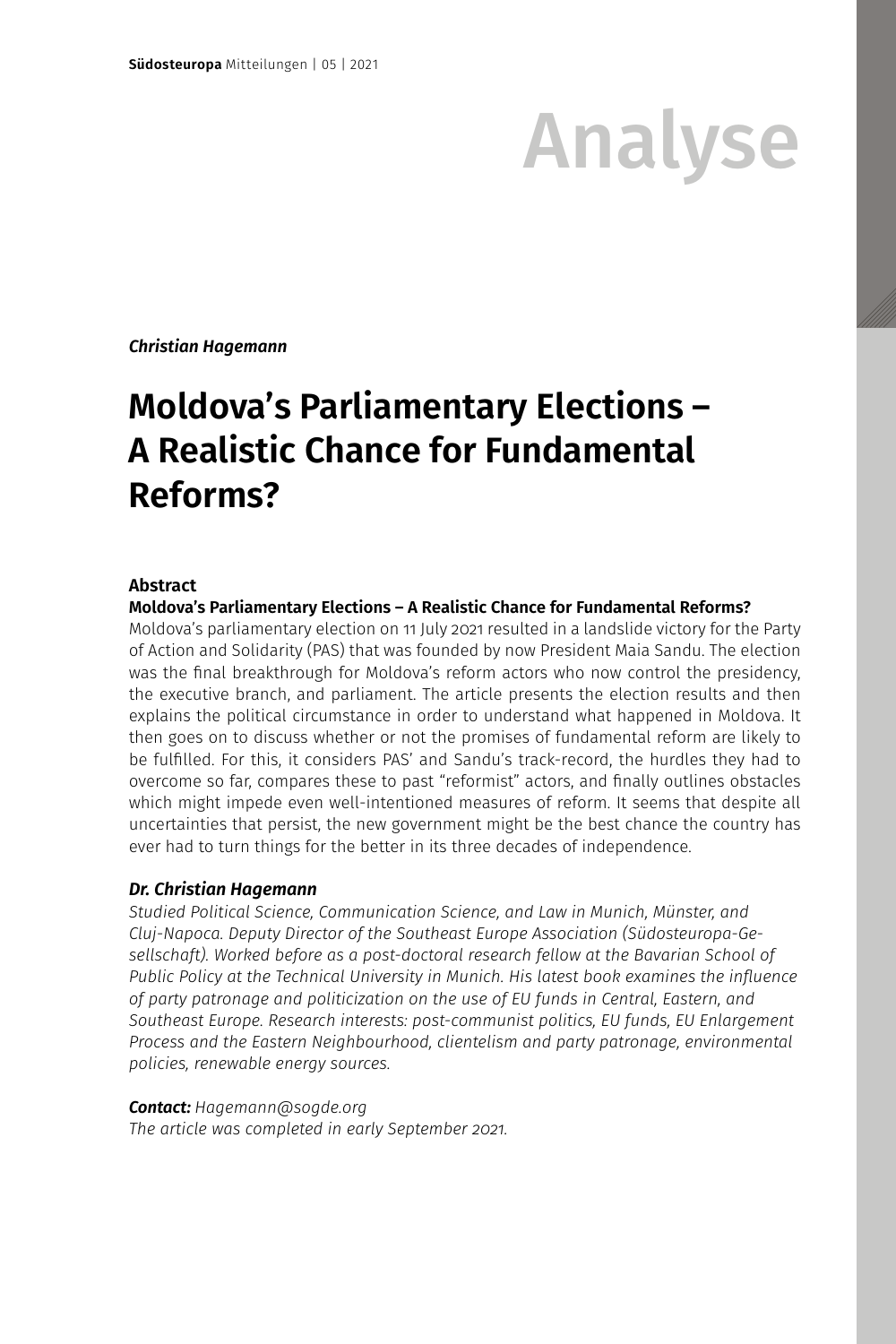Analyse

*Christian Hagemann*

# Moldova's Parliamentary Elections – A Realistic Chance for Fundamental Reforms?

## Abstract

**Moldova's Parliamentary Elections – A Realistic Chance for Fundamental Reforms?**

Moldova's parliamentary election on 11 July 2021 resulted in a landslide victory for the Party of Action and Solidarity (PAS) that was founded by now President Maia Sandu. The election was the final breakthrough for Moldova's reform actors who now control the presidency, the executive branch, and parliament. The article presents the election results and then explains the political circumstance in order to understand what happened in Moldova. It then goes on to discuss whether or not the promises of fundamental reform are likely to be fulfilled. For this, it considers PAS' and Sandu's track-record, the hurdles they had to overcome so far, compares these to past "reformist" actors, and finally outlines obstacles which might impede even well-intentioned measures of reform. It seems that despite all uncertainties that persist, the new government might be the best chance the country has ever had to turn things for the better in its three decades of independence.

***Dr. Christian Hagemann***

*Studied Political Science, Communication Science, and Law in Munich, Münster, and Cluj-Napoca. Deputy Director of the Southeast Europe Association (Südosteuropa-Gesellschaft). Worked before as a post-doctoral research fellow at the Bavarian School of Public Policy at the Technical University in Munich. His latest book examines the influence of party patronage and politicization on the use of EU funds in Central, Eastern, and Southeast Europe. Research interests: post-communist politics, EU funds, EU Enlargement Process and the Eastern Neighbourhood, clientelism and party patronage, environmental policies, renewable energy sources.*

***Contact:*** *Hagemann@sogde.org*
*The article was completed in early September 2021.*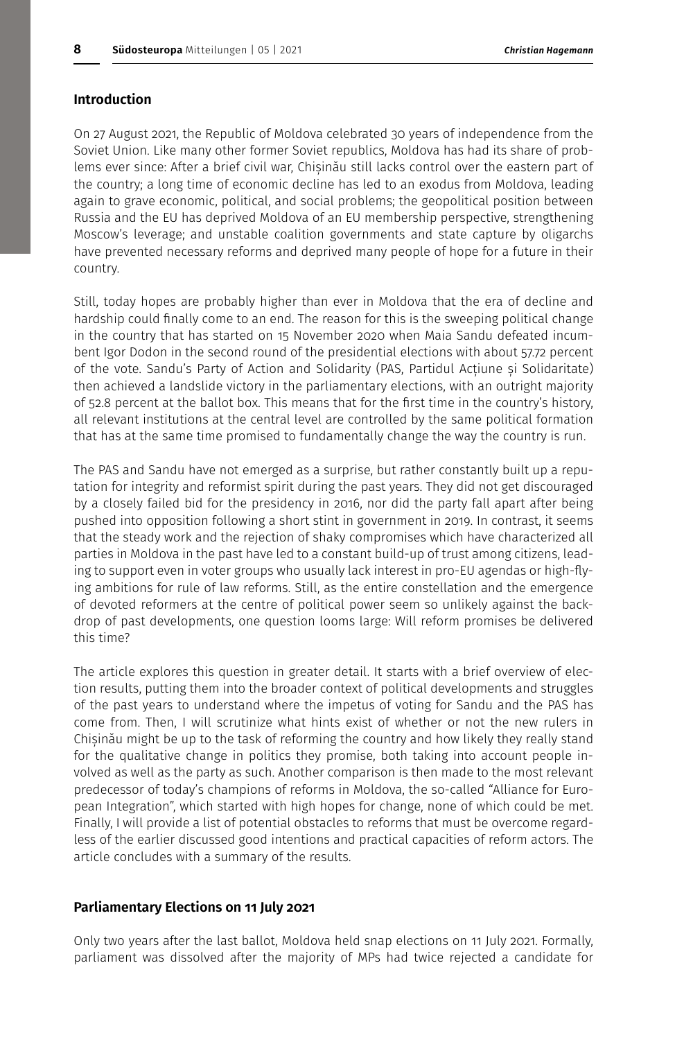## Introduction

On 27 August 2021, the Republic of Moldova celebrated 30 years of independence from the Soviet Union. Like many other former Soviet republics, Moldova has had its share of problems ever since: After a brief civil war, Chișinău still lacks control over the eastern part of the country; a long time of economic decline has led to an exodus from Moldova, leading again to grave economic, political, and social problems; the geopolitical position between Russia and the EU has deprived Moldova of an EU membership perspective, strengthening Moscow's leverage; and unstable coalition governments and state capture by oligarchs have prevented necessary reforms and deprived many people of hope for a future in their country.

Still, today hopes are probably higher than ever in Moldova that the era of decline and hardship could finally come to an end. The reason for this is the sweeping political change in the country that has started on 15 November 2020 when Maia Sandu defeated incumbent Igor Dodon in the second round of the presidential elections with about 57.72 percent of the vote. Sandu's Party of Action and Solidarity (PAS, Partidul Acțiune și Solidaritate) then achieved a landslide victory in the parliamentary elections, with an outright majority of 52.8 percent at the ballot box. This means that for the first time in the country's history, all relevant institutions at the central level are controlled by the same political formation that has at the same time promised to fundamentally change the way the country is run.

The PAS and Sandu have not emerged as a surprise, but rather constantly built up a reputation for integrity and reformist spirit during the past years. They did not get discouraged by a closely failed bid for the presidency in 2016, nor did the party fall apart after being pushed into opposition following a short stint in government in 2019. In contrast, it seems that the steady work and the rejection of shaky compromises which have characterized all parties in Moldova in the past have led to a constant build-up of trust among citizens, leading to support even in voter groups who usually lack interest in pro-EU agendas or high-flying ambitions for rule of law reforms. Still, as the entire constellation and the emergence of devoted reformers at the centre of political power seem so unlikely against the backdrop of past developments, one question looms large: Will reform promises be delivered this time?

The article explores this question in greater detail. It starts with a brief overview of election results, putting them into the broader context of political developments and struggles of the past years to understand where the impetus of voting for Sandu and the PAS has come from. Then, I will scrutinize what hints exist of whether or not the new rulers in Chișinău might be up to the task of reforming the country and how likely they really stand for the qualitative change in politics they promise, both taking into account people involved as well as the party as such. Another comparison is then made to the most relevant predecessor of today's champions of reforms in Moldova, the so-called "Alliance for European Integration", which started with high hopes for change, none of which could be met. Finally, I will provide a list of potential obstacles to reforms that must be overcome regardless of the earlier discussed good intentions and practical capacities of reform actors. The article concludes with a summary of the results.

## Parliamentary Elections on 11 July 2021

Only two years after the last ballot, Moldova held snap elections on 11 July 2021. Formally, parliament was dissolved after the majority of MPs had twice rejected a candidate for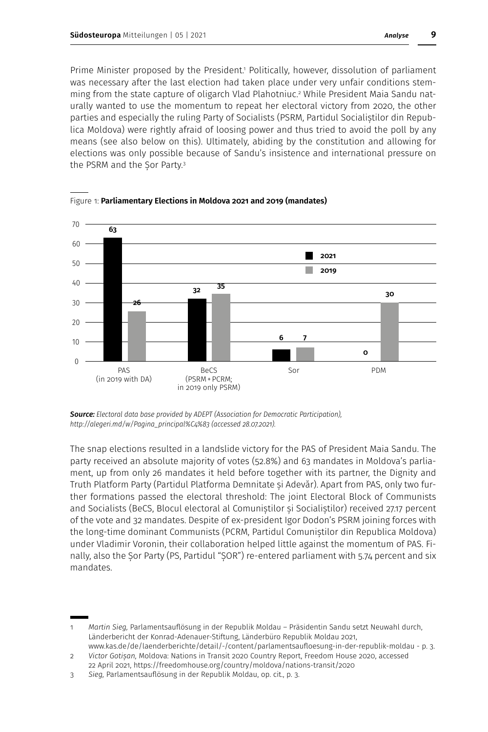Prime Minister proposed by the President.[1] Politically, however, dissolution of parliament was necessary after the last election had taken place under very unfair conditions stemming from the state capture of oligarch Vlad Plahotniuc.[2] While President Maia Sandu naturally wanted to use the momentum to repeat her electoral victory from 2020, the other parties and especially the ruling Party of Socialists (PSRM, Partidul Socialiștilor din Republica Moldova) were rightly afraid of loosing power and thus tried to avoid the poll by any means (see also below on this). Ultimately, abiding by the constitution and allowing for elections was only possible because of Sandu's insistence and international pressure on the PSRM and the Șor Party.[3]

Figure 1: **Parliamentary Elections in Moldova 2021 and 2019 (mandates)**

| | 2021 | 2019 |
|---|---|---|
| PAS (in 2019 with DA) | 63 | 26 |
| BeCS (PSRM + PCRM; in 2019 only PSRM) | 32 | 35 |
| Sor | 6 | 7 |
| PDM | 0 | 30 |

***Source:*** *Electoral data base provided by ADEPT (Association for Democratic Participation), http://alegeri.md/w/Pagina_principal%C4%83 (accessed 28.07.2021).*

The snap elections resulted in a landslide victory for the PAS of President Maia Sandu. The party received an absolute majority of votes (52.8%) and 63 mandates in Moldova's parliament, up from only 26 mandates it held before together with its partner, the Dignity and Truth Platform Party (Partidul Platforma Demnitate și Adevăr). Apart from PAS, only two further formations passed the electoral threshold: The joint Electoral Block of Communists and Socialists (BeCS, Blocul electoral al Comuniștilor și Socialiștilor) received 27.17 percent of the vote and 32 mandates. Despite of ex-president Igor Dodon's PSRM joining forces with the long-time dominant Communists (PCRM, Partidul Comuniștilor din Republica Moldova) under Vladimir Voronin, their collaboration helped little against the momentum of PAS. Finally, also the Șor Party (PS, Partidul "ȘOR") re-entered parliament with 5.74 percent and six mandates.

---

1 *Martin Sieg*, Parlamentsauflösung in der Republik Moldau – Präsidentin Sandu setzt Neuwahl durch, Länderbericht der Konrad-Adenauer-Stiftung, Länderbüro Republik Moldau 2021, www.kas.de/de/laenderberichte/detail/-/content/parlamentsaufloesung-in-der-republik-moldau - p. 3.

2 *Victor Gotișan*, Moldova: Nations in Transit 2020 Country Report, Freedom House 2020, accessed 22 April 2021, https://freedomhouse.org/country/moldova/nations-transit/2020

3 *Sieg*, Parlamentsauflösung in der Republik Moldau, op. cit., p. 3.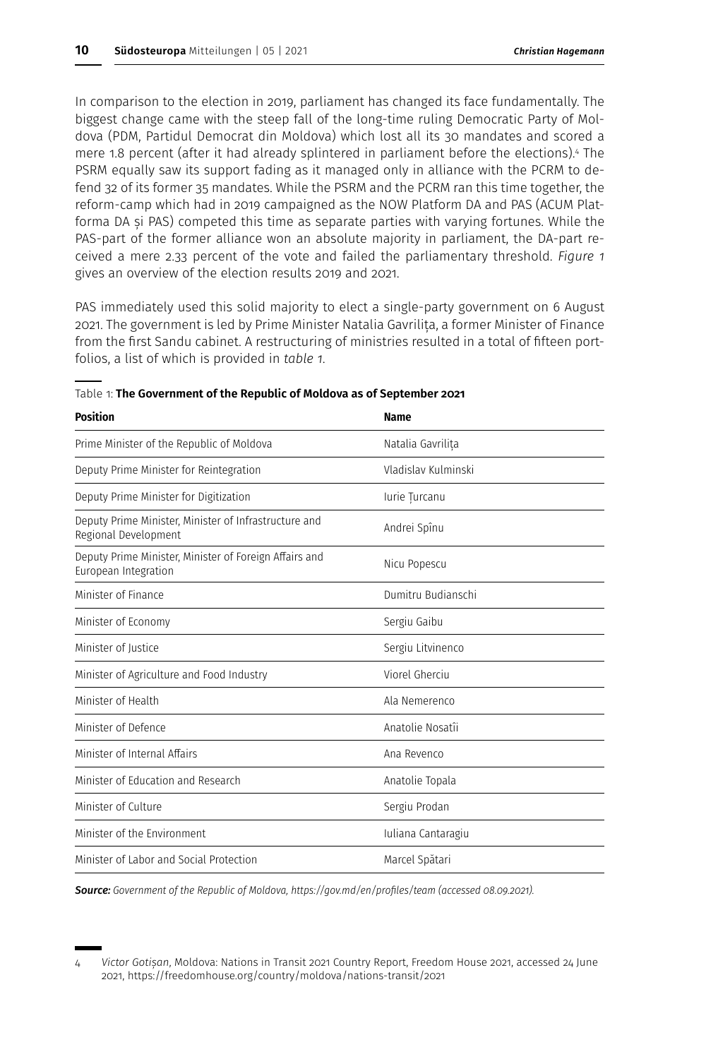In comparison to the election in 2019, parliament has changed its face fundamentally. The biggest change came with the steep fall of the long-time ruling Democratic Party of Moldova (PDM, Partidul Democrat din Moldova) which lost all its 30 mandates and scored a mere 1.8 percent (after it had already splintered in parliament before the elections).[4] The PSRM equally saw its support fading as it managed only in alliance with the PCRM to defend 32 of its former 35 mandates. While the PSRM and the PCRM ran this time together, the reform-camp which had in 2019 campaigned as the NOW Platform DA and PAS (ACUM Platforma DA și PAS) competed this time as separate parties with varying fortunes. While the PAS-part of the former alliance won an absolute majority in parliament, the DA-part received a mere 2.33 percent of the vote and failed the parliamentary threshold. *Figure 1* gives an overview of the election results 2019 and 2021.

PAS immediately used this solid majority to elect a single-party government on 6 August 2021. The government is led by Prime Minister Natalia Gavrilița, a former Minister of Finance from the first Sandu cabinet. A restructuring of ministries resulted in a total of fifteen portfolios, a list of which is provided in *table 1*.

Table 1: **The Government of the Republic of Moldova as of September 2021**

| Position | Name |
|---|---|
| Prime Minister of the Republic of Moldova | Natalia Gavrilița |
| Deputy Prime Minister for Reintegration | Vladislav Kulminski |
| Deputy Prime Minister for Digitization | Iurie Țurcanu |
| Deputy Prime Minister, Minister of Infrastructure and Regional Development | Andrei Spînu |
| Deputy Prime Minister, Minister of Foreign Affairs and European Integration | Nicu Popescu |
| Minister of Finance | Dumitru Budianschi |
| Minister of Economy | Sergiu Gaibu |
| Minister of Justice | Sergiu Litvinenco |
| Minister of Agriculture and Food Industry | Viorel Gherciu |
| Minister of Health | Ala Nemerenco |
| Minister of Defence | Anatolie Nosatîi |
| Minister of Internal Affairs | Ana Revenco |
| Minister of Education and Research | Anatolie Topala |
| Minister of Culture | Sergiu Prodan |
| Minister of the Environment | Iuliana Cantaragiu |
| Minister of Labor and Social Protection | Marcel Spătari |

***Source:*** *Government of the Republic of Moldova, https://gov.md/en/profiles/team (accessed 08.09.2021).*

4 *Victor Gotișan*, Moldova: Nations in Transit 2021 Country Report, Freedom House 2021, accessed 24 June 2021, https://freedomhouse.org/country/moldova/nations-transit/2021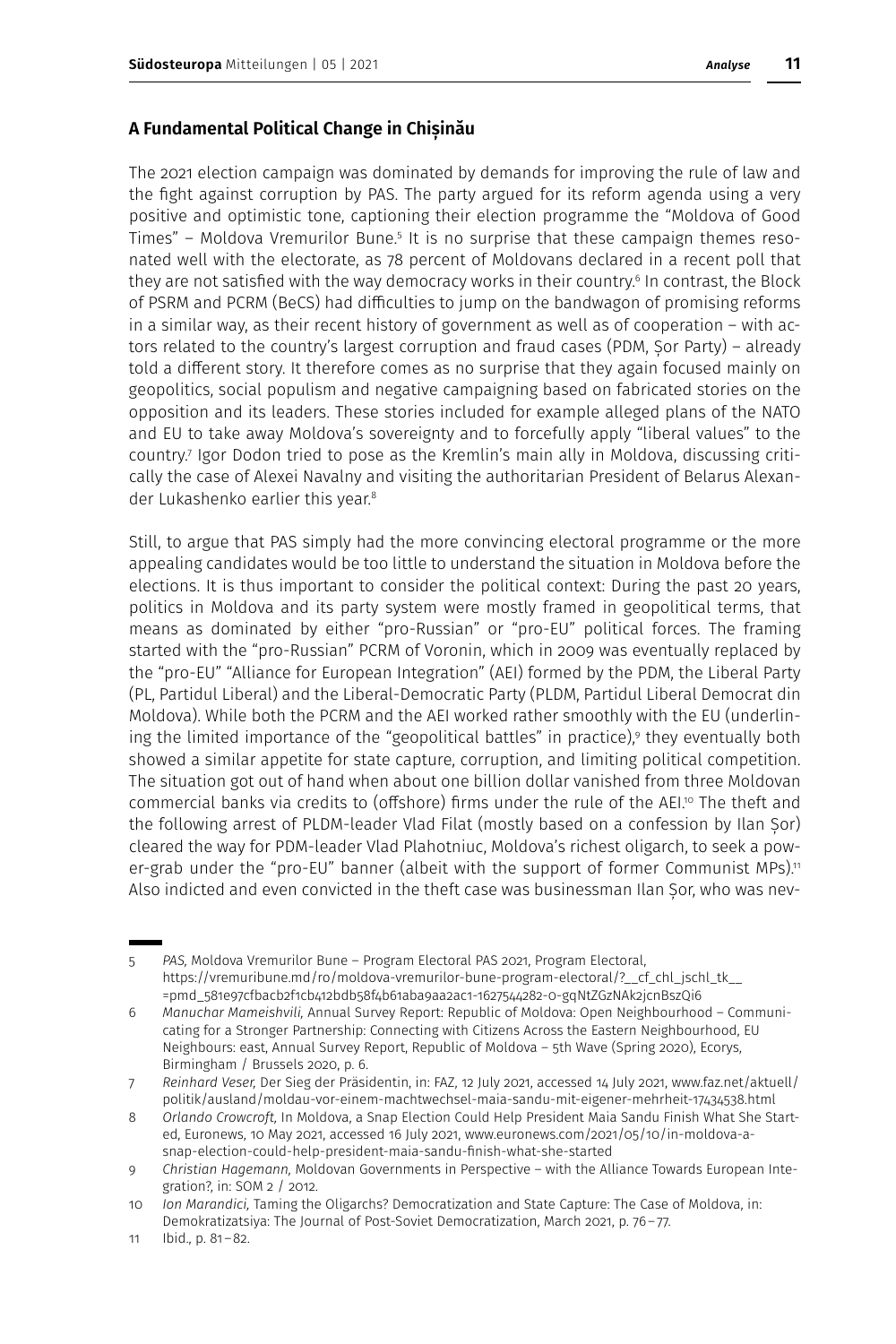### A Fundamental Political Change in Chișinău

The 2021 election campaign was dominated by demands for improving the rule of law and the fight against corruption by PAS. The party argued for its reform agenda using a very positive and optimistic tone, captioning their election programme the "Moldova of Good Times" – Moldova Vremurilor Bune.[5] It is no surprise that these campaign themes resonated well with the electorate, as 78 percent of Moldovans declared in a recent poll that they are not satisfied with the way democracy works in their country.[6] In contrast, the Block of PSRM and PCRM (BeCS) had difficulties to jump on the bandwagon of promising reforms in a similar way, as their recent history of government as well as of cooperation – with actors related to the country's largest corruption and fraud cases (PDM, Șor Party) – already told a different story. It therefore comes as no surprise that they again focused mainly on geopolitics, social populism and negative campaigning based on fabricated stories on the opposition and its leaders. These stories included for example alleged plans of the NATO and EU to take away Moldova's sovereignty and to forcefully apply "liberal values" to the country.[7] Igor Dodon tried to pose as the Kremlin's main ally in Moldova, discussing critically the case of Alexei Navalny and visiting the authoritarian President of Belarus Alexander Lukashenko earlier this year.[8]

Still, to argue that PAS simply had the more convincing electoral programme or the more appealing candidates would be too little to understand the situation in Moldova before the elections. It is thus important to consider the political context: During the past 20 years, politics in Moldova and its party system were mostly framed in geopolitical terms, that means as dominated by either "pro-Russian" or "pro-EU" political forces. The framing started with the "pro-Russian" PCRM of Voronin, which in 2009 was eventually replaced by the "pro-EU" "Alliance for European Integration" (AEI) formed by the PDM, the Liberal Party (PL, Partidul Liberal) and the Liberal-Democratic Party (PLDM, Partidul Liberal Democrat din Moldova). While both the PCRM and the AEI worked rather smoothly with the EU (underlining the limited importance of the "geopolitical battles" in practice),[9] they eventually both showed a similar appetite for state capture, corruption, and limiting political competition. The situation got out of hand when about one billion dollar vanished from three Moldovan commercial banks via credits to (offshore) firms under the rule of the AEI.[10] The theft and the following arrest of PLDM-leader Vlad Filat (mostly based on a confession by Ilan Șor) cleared the way for PDM-leader Vlad Plahotniuc, Moldova's richest oligarch, to seek a power-grab under the "pro-EU" banner (albeit with the support of former Communist MPs).[11] Also indicted and even convicted in the theft case was businessman Ilan Șor, who was nev-

---

5 *PAS,* Moldova Vremurilor Bune – Program Electoral PAS 2021, Program Electoral, https://vremuribune.md/ro/moldova-vremurilor-bune-program-electoral/?__cf_chl_jschl_tk__=pmd_581e97cfbacb2f1cb412bdb58f4b61aba9aa2ac1-1627544282-0-gqNtZGzNAk2jcnBszQi6

6 *Manuchar Mameishvili,* Annual Survey Report: Republic of Moldova: Open Neighbourhood – Communicating for a Stronger Partnership: Connecting with Citizens Across the Eastern Neighbourhood, EU Neighbours: east, Annual Survey Report, Republic of Moldova – 5th Wave (Spring 2020), Ecorys, Birmingham / Brussels 2020, p. 6.

7 *Reinhard Veser,* Der Sieg der Präsidentin, in: FAZ, 12 July 2021, accessed 14 July 2021, www.faz.net/aktuell/politik/ausland/moldau-vor-einem-machtwechsel-maia-sandu-mit-eigener-mehrheit-17434538.html

8 *Orlando Crowcroft,* In Moldova, a Snap Election Could Help President Maia Sandu Finish What She Started, Euronews, 10 May 2021, accessed 16 July 2021, www.euronews.com/2021/05/10/in-moldova-a-snap-election-could-help-president-maia-sandu-finish-what-she-started

9 *Christian Hagemann,* Moldovan Governments in Perspective – with the Alliance Towards European Integration?, in: SOM 2 / 2012.

10 *Ion Marandici,* Taming the Oligarchs? Democratization and State Capture: The Case of Moldova, in: Demokratizatsiya: The Journal of Post-Soviet Democratization, March 2021, p. 76–77.

11 Ibid., p. 81–82.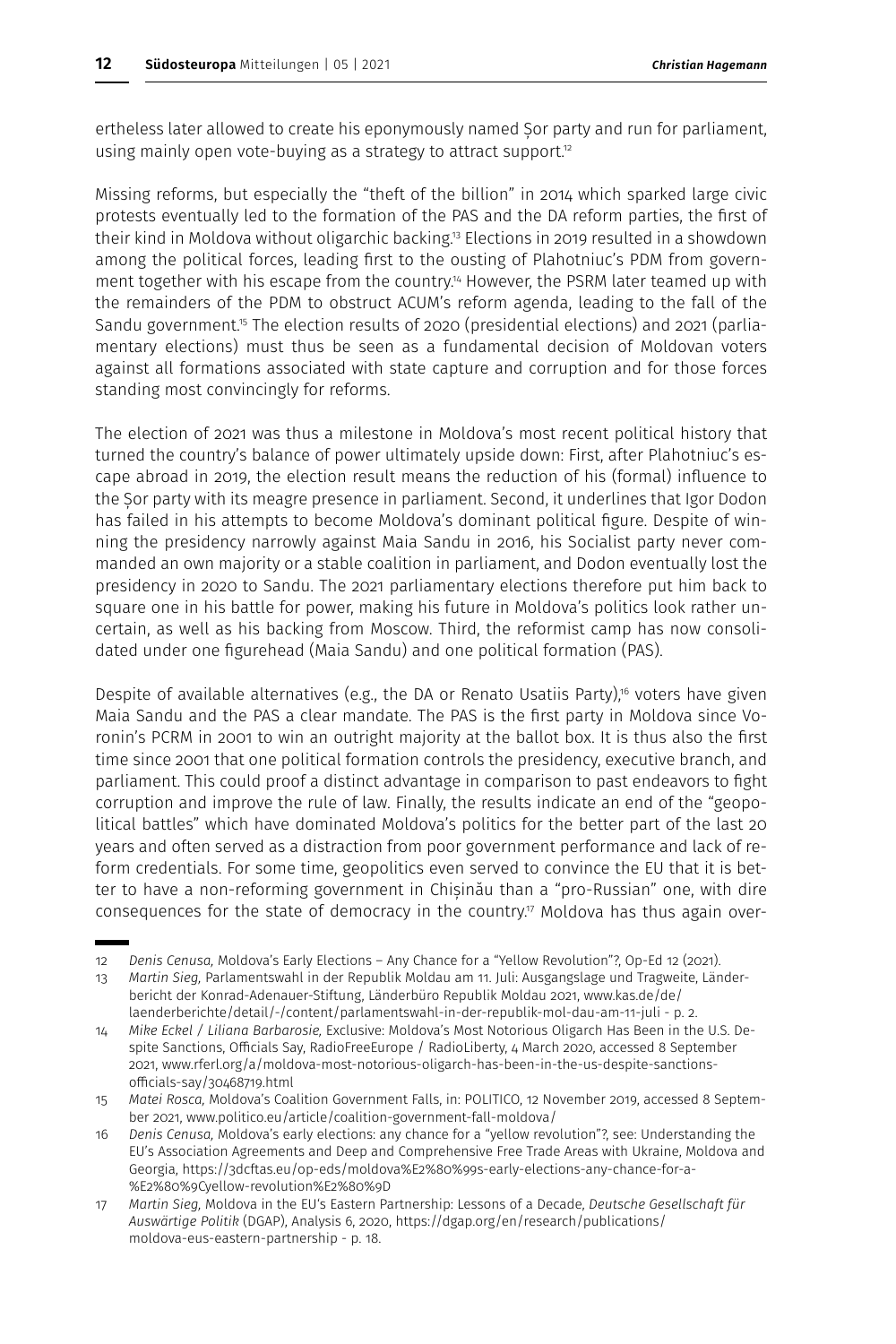ertheless later allowed to create his eponymously named Șor party and run for parliament, using mainly open vote-buying as a strategy to attract support.[12]

Missing reforms, but especially the "theft of the billion" in 2014 which sparked large civic protests eventually led to the formation of the PAS and the DA reform parties, the first of their kind in Moldova without oligarchic backing.[13] Elections in 2019 resulted in a showdown among the political forces, leading first to the ousting of Plahotniuc's PDM from government together with his escape from the country.[14] However, the PSRM later teamed up with the remainders of the PDM to obstruct ACUM's reform agenda, leading to the fall of the Sandu government.[15] The election results of 2020 (presidential elections) and 2021 (parliamentary elections) must thus be seen as a fundamental decision of Moldovan voters against all formations associated with state capture and corruption and for those forces standing most convincingly for reforms.

The election of 2021 was thus a milestone in Moldova's most recent political history that turned the country's balance of power ultimately upside down: First, after Plahotniuc's escape abroad in 2019, the election result means the reduction of his (formal) influence to the Șor party with its meagre presence in parliament. Second, it underlines that Igor Dodon has failed in his attempts to become Moldova's dominant political figure. Despite of winning the presidency narrowly against Maia Sandu in 2016, his Socialist party never commanded an own majority or a stable coalition in parliament, and Dodon eventually lost the presidency in 2020 to Sandu. The 2021 parliamentary elections therefore put him back to square one in his battle for power, making his future in Moldova's politics look rather uncertain, as well as his backing from Moscow. Third, the reformist camp has now consolidated under one figurehead (Maia Sandu) and one political formation (PAS).

Despite of available alternatives (e.g., the DA or Renato Usatiis Party),[16] voters have given Maia Sandu and the PAS a clear mandate. The PAS is the first party in Moldova since Voronin's PCRM in 2001 to win an outright majority at the ballot box. It is thus also the first time since 2001 that one political formation controls the presidency, executive branch, and parliament. This could proof a distinct advantage in comparison to past endeavors to fight corruption and improve the rule of law. Finally, the results indicate an end of the "geopolitical battles" which have dominated Moldova's politics for the better part of the last 20 years and often served as a distraction from poor government performance and lack of reform credentials. For some time, geopolitics even served to convince the EU that it is better to have a non-reforming government in Chișinău than a "pro-Russian" one, with dire consequences for the state of democracy in the country.[17] Moldova has thus again over-

---

12 *Denis Cenusa,* Moldova's Early Elections – Any Chance for a "Yellow Revolution"?, Op-Ed 12 (2021).

13 *Martin Sieg,* Parlamentswahl in der Republik Moldau am 11. Juli: Ausgangslage und Tragweite, Länderbericht der Konrad-Adenauer-Stiftung, Länderbüro Republik Moldau 2021, www.kas.de/de/laenderberichte/detail/-/content/parlamentswahl-in-der-republik-mol-dau-am-11-juli - p. 2.

14 *Mike Eckel / Liliana Barbarosie,* Exclusive: Moldova's Most Notorious Oligarch Has Been in the U.S. Despite Sanctions, Officials Say, RadioFreeEurope / RadioLiberty, 4 March 2020, accessed 8 September 2021, www.rferl.org/a/moldova-most-notorious-oligarch-has-been-in-the-us-despite-sanctions-officials-say/30468719.html

15 *Matei Rosca,* Moldova's Coalition Government Falls, in: POLITICO, 12 November 2019, accessed 8 September 2021, www.politico.eu/article/coalition-government-fall-moldova/

16 *Denis Cenusa,* Moldova's early elections: any chance for a "yellow revolution"?, see: Understanding the EU's Association Agreements and Deep and Comprehensive Free Trade Areas with Ukraine, Moldova and Georgia, https://3dcftas.eu/op-eds/moldova%E2%80%99s-early-elections-any-chance-for-a-%E2%80%9Cyellow-revolution%E2%80%9D

17 *Martin Sieg,* Moldova in the EU's Eastern Partnership: Lessons of a Decade, *Deutsche Gesellschaft für Auswärtige Politik* (DGAP), Analysis 6, 2020, https://dgap.org/en/research/publications/moldova-eus-eastern-partnership - p. 18.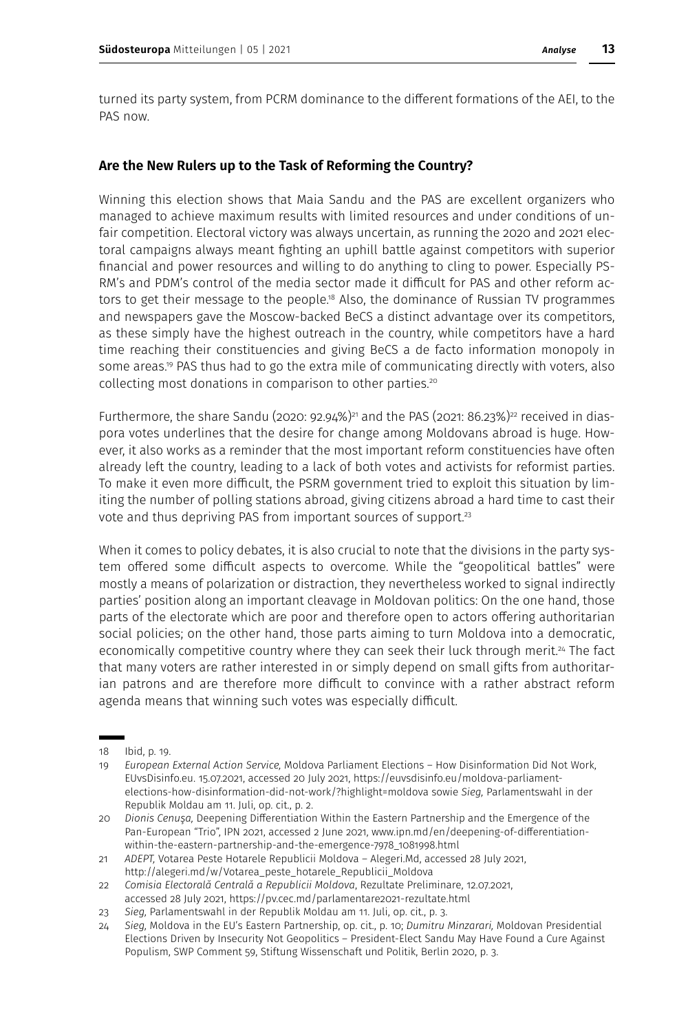turned its party system, from PCRM dominance to the different formations of the AEI, to the PAS now.

## Are the New Rulers up to the Task of Reforming the Country?

Winning this election shows that Maia Sandu and the PAS are excellent organizers who managed to achieve maximum results with limited resources and under conditions of unfair competition. Electoral victory was always uncertain, as running the 2020 and 2021 electoral campaigns always meant fighting an uphill battle against competitors with superior financial and power resources and willing to do anything to cling to power. Especially PSRM's and PDM's control of the media sector made it difficult for PAS and other reform actors to get their message to the people.[18] Also, the dominance of Russian TV programmes and newspapers gave the Moscow-backed BeCS a distinct advantage over its competitors, as these simply have the highest outreach in the country, while competitors have a hard time reaching their constituencies and giving BeCS a de facto information monopoly in some areas.[19] PAS thus had to go the extra mile of communicating directly with voters, also collecting most donations in comparison to other parties.[20]

Furthermore, the share Sandu (2020: 92.94%)[21] and the PAS (2021: 86.23%)[22] received in diaspora votes underlines that the desire for change among Moldovans abroad is huge. However, it also works as a reminder that the most important reform constituencies have often already left the country, leading to a lack of both votes and activists for reformist parties. To make it even more difficult, the PSRM government tried to exploit this situation by limiting the number of polling stations abroad, giving citizens abroad a hard time to cast their vote and thus depriving PAS from important sources of support.[23]

When it comes to policy debates, it is also crucial to note that the divisions in the party system offered some difficult aspects to overcome. While the "geopolitical battles" were mostly a means of polarization or distraction, they nevertheless worked to signal indirectly parties' position along an important cleavage in Moldovan politics: On the one hand, those parts of the electorate which are poor and therefore open to actors offering authoritarian social policies; on the other hand, those parts aiming to turn Moldova into a democratic, economically competitive country where they can seek their luck through merit.[24] The fact that many voters are rather interested in or simply depend on small gifts from authoritarian patrons and are therefore more difficult to convince with a rather abstract reform agenda means that winning such votes was especially difficult.

---

18 Ibid, p. 19.

19 *European External Action Service,* Moldova Parliament Elections – How Disinformation Did Not Work, EUvsDisinfo.eu. 15.07.2021, accessed 20 July 2021, https://euvsdisinfo.eu/moldova-parliament-elections-how-disinformation-did-not-work/?highlight=moldova sowie *Sieg,* Parlamentswahl in der Republik Moldau am 11. Juli, op. cit., p. 2.

20 *Dionis Cenuşa,* Deepening Differentiation Within the Eastern Partnership and the Emergence of the Pan-European "Trio", IPN 2021, accessed 2 June 2021, www.ipn.md/en/deepening-of-differentiation-within-the-eastern-partnership-and-the-emergence-7978_1081998.html

21 *ADEPT,* Votarea Peste Hotarele Republicii Moldova – Alegeri.Md, accessed 28 July 2021, http://alegeri.md/w/Votarea_peste_hotarele_Republicii_Moldova

22 *Comisia Electorală Centrală a Republicii Moldova*, Rezultate Preliminare, 12.07.2021, accessed 28 July 2021, https://pv.cec.md/parlamentare2021-rezultate.html

23 *Sieg,* Parlamentswahl in der Republik Moldau am 11. Juli, op. cit., p. 3.

24 *Sieg,* Moldova in the EU's Eastern Partnership, op. cit., p. 10; *Dumitru Minzarari,* Moldovan Presidential Elections Driven by Insecurity Not Geopolitics – President-Elect Sandu May Have Found a Cure Against Populism, SWP Comment 59, Stiftung Wissenschaft und Politik, Berlin 2020, p. 3.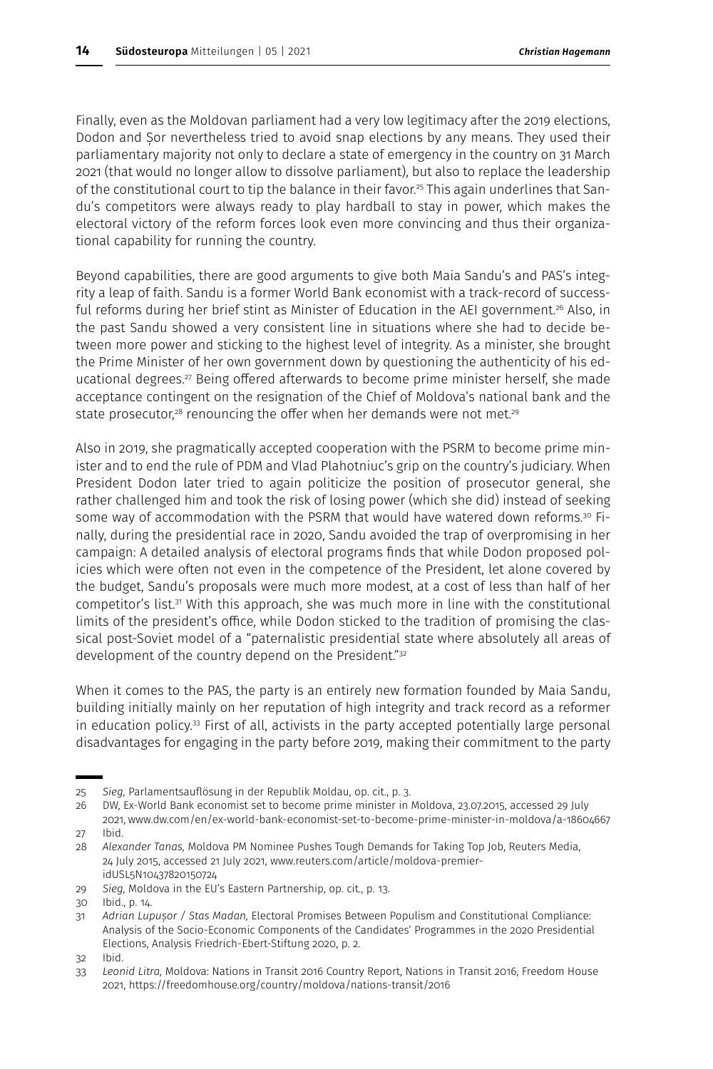Finally, even as the Moldovan parliament had a very low legitimacy after the 2019 elections, Dodon and Șor nevertheless tried to avoid snap elections by any means. They used their parliamentary majority not only to declare a state of emergency in the country on 31 March 2021 (that would no longer allow to dissolve parliament), but also to replace the leadership of the constitutional court to tip the balance in their favor.[25] This again underlines that Sandu's competitors were always ready to play hardball to stay in power, which makes the electoral victory of the reform forces look even more convincing and thus their organizational capability for running the country.

Beyond capabilities, there are good arguments to give both Maia Sandu's and PAS's integrity a leap of faith. Sandu is a former World Bank economist with a track-record of successful reforms during her brief stint as Minister of Education in the AEI government.[26] Also, in the past Sandu showed a very consistent line in situations where she had to decide between more power and sticking to the highest level of integrity. As a minister, she brought the Prime Minister of her own government down by questioning the authenticity of his educational degrees.[27] Being offered afterwards to become prime minister herself, she made acceptance contingent on the resignation of the Chief of Moldova's national bank and the state prosecutor,[28] renouncing the offer when her demands were not met.[29]

Also in 2019, she pragmatically accepted cooperation with the PSRM to become prime minister and to end the rule of PDM and Vlad Plahotniuc's grip on the country's judiciary. When President Dodon later tried to again politicize the position of prosecutor general, she rather challenged him and took the risk of losing power (which she did) instead of seeking some way of accommodation with the PSRM that would have watered down reforms.[30] Finally, during the presidential race in 2020, Sandu avoided the trap of overpromising in her campaign: A detailed analysis of electoral programs finds that while Dodon proposed policies which were often not even in the competence of the President, let alone covered by the budget, Sandu's proposals were much more modest, at a cost of less than half of her competitor's list.[31] With this approach, she was much more in line with the constitutional limits of the president's office, while Dodon sticked to the tradition of promising the classical post-Soviet model of a "paternalistic presidential state where absolutely all areas of development of the country depend on the President."[32]

When it comes to the PAS, the party is an entirely new formation founded by Maia Sandu, building initially mainly on her reputation of high integrity and track record as a reformer in education policy.[33] First of all, activists in the party accepted potentially large personal disadvantages for engaging in the party before 2019, making their commitment to the party

---

25 *Sieg,* Parlamentsauflösung in der Republik Moldau, op. cit., p. 3.

26 DW, Ex-World Bank economist set to become prime minister in Moldova, 23.07.2015, accessed 29 July 2021, www.dw.com/en/ex-world-bank-economist-set-to-become-prime-minister-in-moldova/a-18604667

27 Ibid.

28 *Alexander Tanas,* Moldova PM Nominee Pushes Tough Demands for Taking Top Job, Reuters Media, 24 July 2015, accessed 21 July 2021, www.reuters.com/article/moldova-premier-idUSL5N10437820150724

29 *Sieg,* Moldova in the EU's Eastern Partnership, op. cit., p. 13.

30 Ibid., p. 14.

31 *Adrian Lupușor / Stas Madan,* Electoral Promises Between Populism and Constitutional Compliance: Analysis of the Socio-Economic Components of the Candidates' Programmes in the 2020 Presidential Elections, Analysis Friedrich-Ebert-Stiftung 2020, p. 2.

32 Ibid.

33 *Leonid Litra,* Moldova: Nations in Transit 2016 Country Report, Nations in Transit 2016, Freedom House 2021, https://freedomhouse.org/country/moldova/nations-transit/2016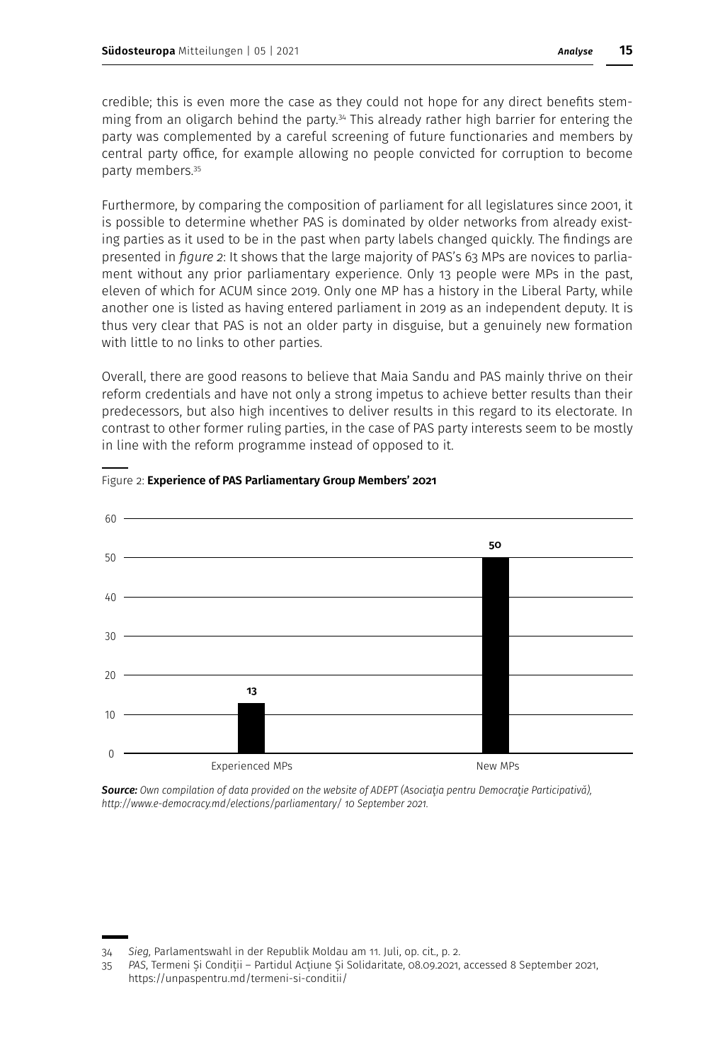credible; this is even more the case as they could not hope for any direct benefits stemming from an oligarch behind the party.[34] This already rather high barrier for entering the party was complemented by a careful screening of future functionaries and members by central party office, for example allowing no people convicted for corruption to become party members.[35]

Furthermore, by comparing the composition of parliament for all legislatures since 2001, it is possible to determine whether PAS is dominated by older networks from already existing parties as it used to be in the past when party labels changed quickly. The findings are presented in *figure 2*: It shows that the large majority of PAS's 63 MPs are novices to parliament without any prior parliamentary experience. Only 13 people were MPs in the past, eleven of which for ACUM since 2019. Only one MP has a history in the Liberal Party, while another one is listed as having entered parliament in 2019 as an independent deputy. It is thus very clear that PAS is not an older party in disguise, but a genuinely new formation with little to no links to other parties.

Overall, there are good reasons to believe that Maia Sandu and PAS mainly thrive on their reform credentials and have not only a strong impetus to achieve better results than their predecessors, but also high incentives to deliver results in this regard to its electorate. In contrast to other former ruling parties, in the case of PAS party interests seem to be mostly in line with the reform programme instead of opposed to it.

Figure 2: **Experience of PAS Parliamentary Group Members' 2021**

| | Number |
|---|---|
| Experienced MPs | 13 |
| New MPs | 50 |

***Source:*** *Own compilation of data provided on the website of ADEPT (Asociaţia pentru Democraţie Participativă), http://www.e-democracy.md/elections/parliamentary/ 10 September 2021.*

---

34 *Sieg*, Parlamentswahl in der Republik Moldau am 11. Juli, op. cit., p. 2.

35 *PAS*, Termeni Și Condiții – Partidul Acțiune Și Solidaritate, 08.09.2021, accessed 8 September 2021, https://unpaspentru.md/termeni-si-conditii/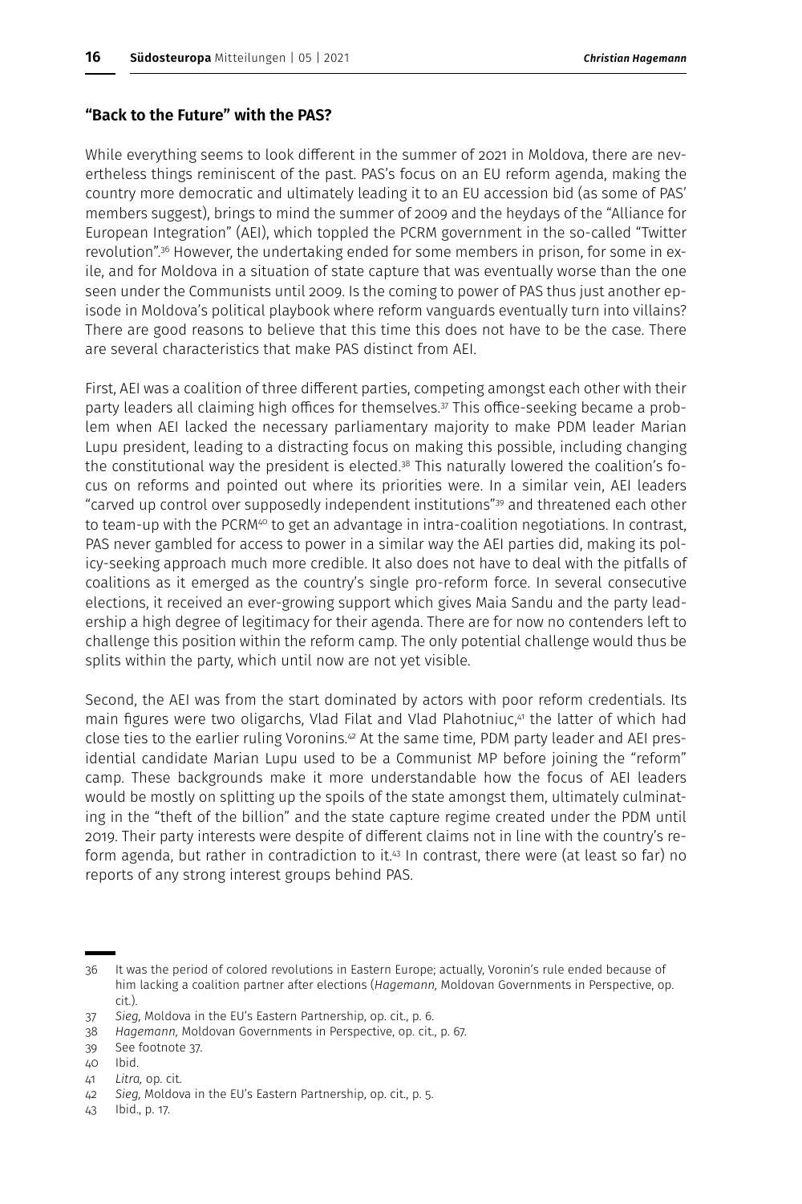## "Back to the Future" with the PAS?

While everything seems to look different in the summer of 2021 in Moldova, there are nevertheless things reminiscent of the past. PAS's focus on an EU reform agenda, making the country more democratic and ultimately leading it to an EU accession bid (as some of PAS' members suggest), brings to mind the summer of 2009 and the heydays of the "Alliance for European Integration" (AEI), which toppled the PCRM government in the so-called "Twitter revolution".[36] However, the undertaking ended for some members in prison, for some in exile, and for Moldova in a situation of state capture that was eventually worse than the one seen under the Communists until 2009. Is the coming to power of PAS thus just another episode in Moldova's political playbook where reform vanguards eventually turn into villains? There are good reasons to believe that this time this does not have to be the case. There are several characteristics that make PAS distinct from AEI.

First, AEI was a coalition of three different parties, competing amongst each other with their party leaders all claiming high offices for themselves.[37] This office-seeking became a problem when AEI lacked the necessary parliamentary majority to make PDM leader Marian Lupu president, leading to a distracting focus on making this possible, including changing the constitutional way the president is elected.[38] This naturally lowered the coalition's focus on reforms and pointed out where its priorities were. In a similar vein, AEI leaders "carved up control over supposedly independent institutions"[39] and threatened each other to team-up with the PCRM[40] to get an advantage in intra-coalition negotiations. In contrast, PAS never gambled for access to power in a similar way the AEI parties did, making its policy-seeking approach much more credible. It also does not have to deal with the pitfalls of coalitions as it emerged as the country's single pro-reform force. In several consecutive elections, it received an ever-growing support which gives Maia Sandu and the party leadership a high degree of legitimacy for their agenda. There are for now no contenders left to challenge this position within the reform camp. The only potential challenge would thus be splits within the party, which until now are not yet visible.

Second, the AEI was from the start dominated by actors with poor reform credentials. Its main figures were two oligarchs, Vlad Filat and Vlad Plahotniuc,[41] the latter of which had close ties to the earlier ruling Voronins.[42] At the same time, PDM party leader and AEI presidential candidate Marian Lupu used to be a Communist MP before joining the "reform" camp. These backgrounds make it more understandable how the focus of AEI leaders would be mostly on splitting up the spoils of the state amongst them, ultimately culminating in the "theft of the billion" and the state capture regime created under the PDM until 2019. Their party interests were despite of different claims not in line with the country's reform agenda, but rather in contradiction to it.[43] In contrast, there were (at least so far) no reports of any strong interest groups behind PAS.

---

36 It was the period of colored revolutions in Eastern Europe; actually, Voronin's rule ended because of him lacking a coalition partner after elections (*Hagemann*, Moldovan Governments in Perspective, op. cit.).

37 *Sieg*, Moldova in the EU's Eastern Partnership, op. cit., p. 6.

38 *Hagemann*, Moldovan Governments in Perspective, op. cit., p. 67.

39 See footnote 37.

40 Ibid.

41 *Litra*, op. cit.

42 *Sieg*, Moldova in the EU's Eastern Partnership, op. cit., p. 5.

43 Ibid., p. 17.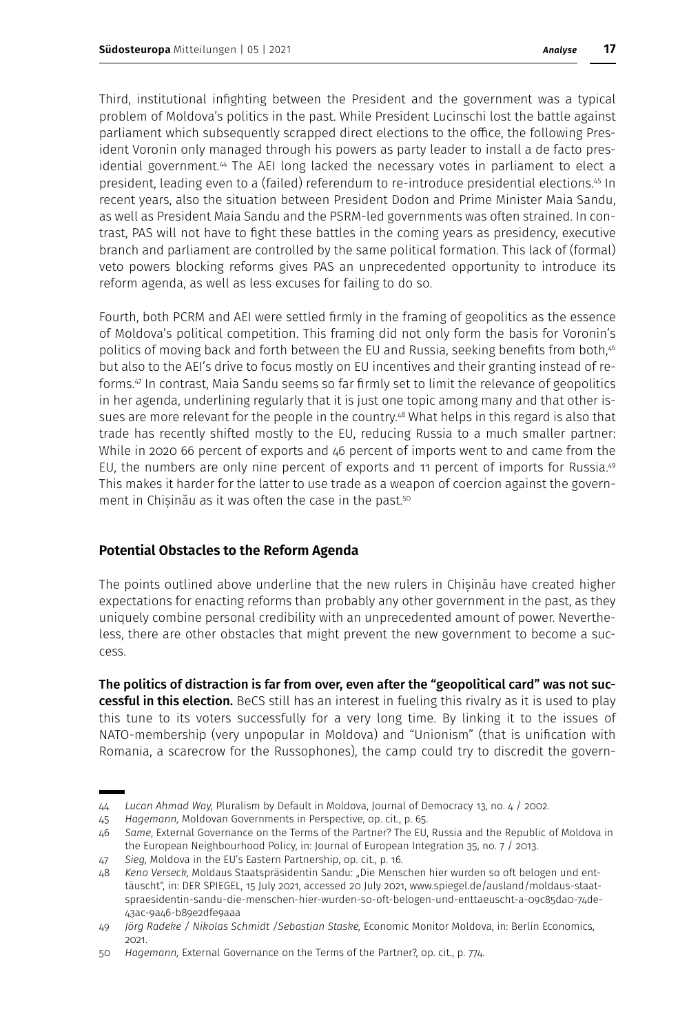Third, institutional infighting between the President and the government was a typical problem of Moldova's politics in the past. While President Lucinschi lost the battle against parliament which subsequently scrapped direct elections to the office, the following President Voronin only managed through his powers as party leader to install a de facto presidential government.[44] The AEI long lacked the necessary votes in parliament to elect a president, leading even to a (failed) referendum to re-introduce presidential elections.[45] In recent years, also the situation between President Dodon and Prime Minister Maia Sandu, as well as President Maia Sandu and the PSRM-led governments was often strained. In contrast, PAS will not have to fight these battles in the coming years as presidency, executive branch and parliament are controlled by the same political formation. This lack of (formal) veto powers blocking reforms gives PAS an unprecedented opportunity to introduce its reform agenda, as well as less excuses for failing to do so.

Fourth, both PCRM and AEI were settled firmly in the framing of geopolitics as the essence of Moldova's political competition. This framing did not only form the basis for Voronin's politics of moving back and forth between the EU and Russia, seeking benefits from both,[46] but also to the AEI's drive to focus mostly on EU incentives and their granting instead of reforms.[47] In contrast, Maia Sandu seems so far firmly set to limit the relevance of geopolitics in her agenda, underlining regularly that it is just one topic among many and that other issues are more relevant for the people in the country.[48] What helps in this regard is also that trade has recently shifted mostly to the EU, reducing Russia to a much smaller partner: While in 2020 66 percent of exports and 46 percent of imports went to and came from the EU, the numbers are only nine percent of exports and 11 percent of imports for Russia.[49] This makes it harder for the latter to use trade as a weapon of coercion against the government in Chișinău as it was often the case in the past.[50]

## Potential Obstacles to the Reform Agenda

The points outlined above underline that the new rulers in Chișinău have created higher expectations for enacting reforms than probably any other government in the past, as they uniquely combine personal credibility with an unprecedented amount of power. Nevertheless, there are other obstacles that might prevent the new government to become a success.

**The politics of distraction is far from over, even after the "geopolitical card" was not successful in this election.** BeCS still has an interest in fueling this rivalry as it is used to play this tune to its voters successfully for a very long time. By linking it to the issues of NATO-membership (very unpopular in Moldova) and "Unionism" (that is unification with Romania, a scarecrow for the Russophones), the camp could try to discredit the govern-

---

44 *Lucan Ahmad Way,* Pluralism by Default in Moldova, Journal of Democracy 13, no. 4 / 2002.

45 *Hagemann,* Moldovan Governments in Perspective, op. cit., p. 65.

46 *Same*, External Governance on the Terms of the Partner? The EU, Russia and the Republic of Moldova in the European Neighbourhood Policy, in: Journal of European Integration 35, no. 7 / 2013.

47 *Sieg,* Moldova in the EU's Eastern Partnership, op. cit., p. 16.

48 *Keno Verseck,* Moldaus Staatspräsidentin Sandu: „Die Menschen hier wurden so oft belogen und enttäuscht", in: DER SPIEGEL, 15 July 2021, accessed 20 July 2021, www.spiegel.de/ausland/moldaus-staatspraesidentin-sandu-die-menschen-hier-wurden-so-oft-belogen-und-enttaeuscht-a-09c85da0-74de-43ac-9a46-b89e2dfe9aaa

49 *Jörg Radeke / Nikolas Schmidt /Sebastian Staske,* Economic Monitor Moldova, in: Berlin Economics, 2021.

50 *Hagemann,* External Governance on the Terms of the Partner?, op. cit., p. 774.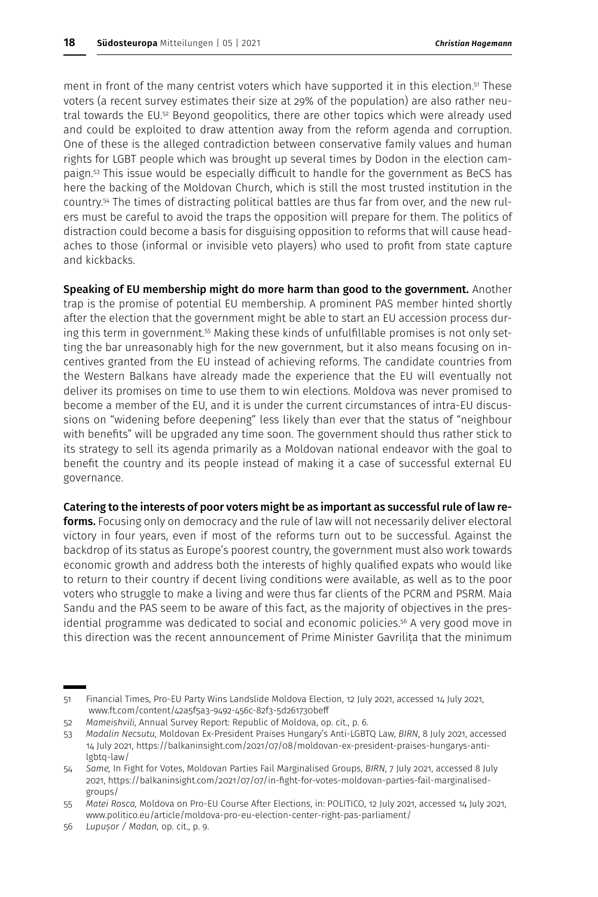ment in front of the many centrist voters which have supported it in this election.[51] These voters (a recent survey estimates their size at 29% of the population) are also rather neutral towards the EU.[52] Beyond geopolitics, there are other topics which were already used and could be exploited to draw attention away from the reform agenda and corruption. One of these is the alleged contradiction between conservative family values and human rights for LGBT people which was brought up several times by Dodon in the election campaign.[53] This issue would be especially difficult to handle for the government as BeCS has here the backing of the Moldovan Church, which is still the most trusted institution in the country.[54] The times of distracting political battles are thus far from over, and the new rulers must be careful to avoid the traps the opposition will prepare for them. The politics of distraction could become a basis for disguising opposition to reforms that will cause headaches to those (informal or invisible veto players) who used to profit from state capture and kickbacks.

**Speaking of EU membership might do more harm than good to the government.** Another trap is the promise of potential EU membership. A prominent PAS member hinted shortly after the election that the government might be able to start an EU accession process during this term in government.[55] Making these kinds of unfulfillable promises is not only setting the bar unreasonably high for the new government, but it also means focusing on incentives granted from the EU instead of achieving reforms. The candidate countries from the Western Balkans have already made the experience that the EU will eventually not deliver its promises on time to use them to win elections. Moldova was never promised to become a member of the EU, and it is under the current circumstances of intra-EU discussions on "widening before deepening" less likely than ever that the status of "neighbour with benefits" will be upgraded any time soon. The government should thus rather stick to its strategy to sell its agenda primarily as a Moldovan national endeavor with the goal to benefit the country and its people instead of making it a case of successful external EU governance.

**Catering to the interests of poor voters might be as important as successful rule of law reforms.** Focusing only on democracy and the rule of law will not necessarily deliver electoral victory in four years, even if most of the reforms turn out to be successful. Against the backdrop of its status as Europe's poorest country, the government must also work towards economic growth and address both the interests of highly qualified expats who would like to return to their country if decent living conditions were available, as well as to the poor voters who struggle to make a living and were thus far clients of the PCRM and PSRM. Maia Sandu and the PAS seem to be aware of this fact, as the majority of objectives in the presidential programme was dedicated to social and economic policies.[56] A very good move in this direction was the recent announcement of Prime Minister Gavrilița that the minimum

---

51 Financial Times, Pro-EU Party Wins Landslide Moldova Election, 12 July 2021, accessed 14 July 2021, www.ft.com/content/42a5f5a3-9492-456c-82f3-5d261730beff

52 *Mameishvili*, Annual Survey Report: Republic of Moldova, op. cit., p. 6.

53 *Madalin Necsutu*, Moldovan Ex-President Praises Hungary's Anti-LGBTQ Law, *BIRN*, 8 July 2021, accessed 14 July 2021, https://balkaninsight.com/2021/07/08/moldovan-ex-president-praises-hungarys-anti-lgbtq-law/

54 *Same*, In Fight for Votes, Moldovan Parties Fail Marginalised Groups, *BIRN*, 7 July 2021, accessed 8 July 2021, https://balkaninsight.com/2021/07/07/in-fight-for-votes-moldovan-parties-fail-marginalised-groups/

55 *Matei Rosca*, Moldova on Pro-EU Course After Elections, in: POLITICO, 12 July 2021, accessed 14 July 2021, www.politico.eu/article/moldova-pro-eu-election-center-right-pas-parliament/

56 *Lupușor / Madan*, op. cit., p. 9.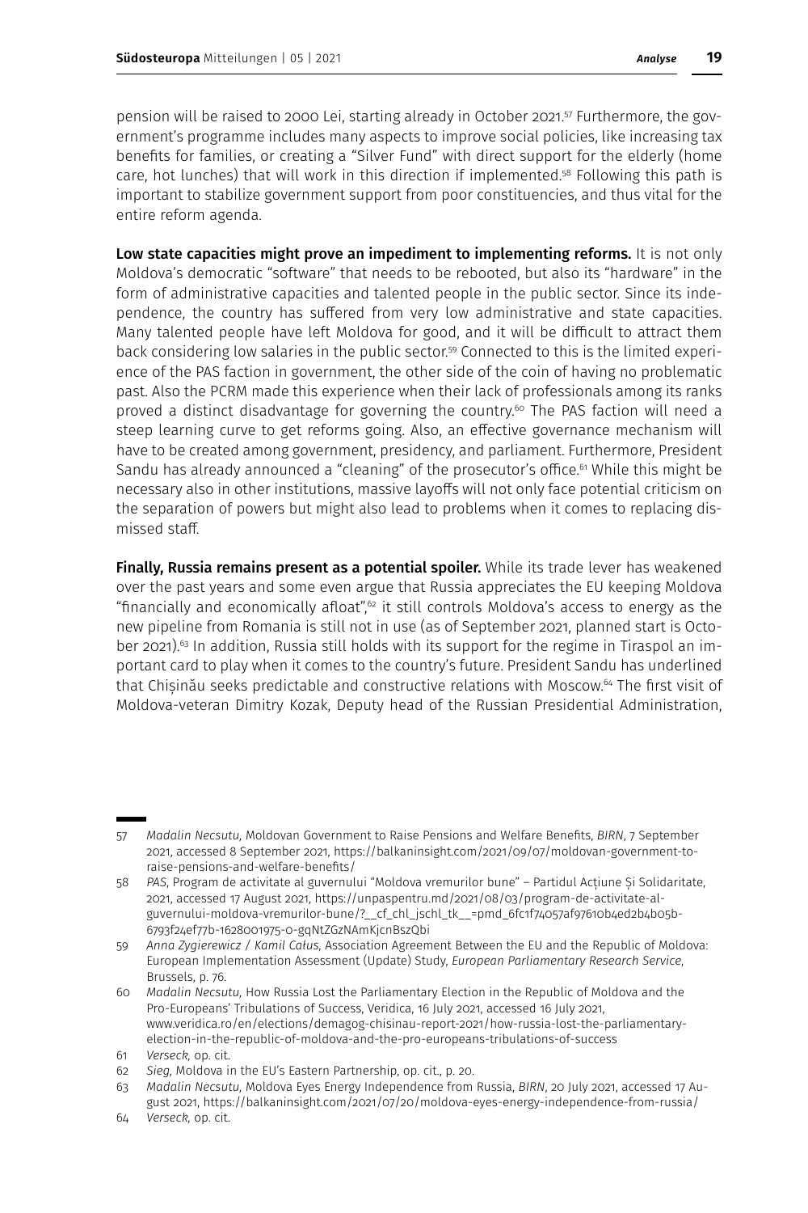pension will be raised to 2000 Lei, starting already in October 2021.[57] Furthermore, the government's programme includes many aspects to improve social policies, like increasing tax benefits for families, or creating a "Silver Fund" with direct support for the elderly (home care, hot lunches) that will work in this direction if implemented.[58] Following this path is important to stabilize government support from poor constituencies, and thus vital for the entire reform agenda.

**Low state capacities might prove an impediment to implementing reforms.** It is not only Moldova's democratic "software" that needs to be rebooted, but also its "hardware" in the form of administrative capacities and talented people in the public sector. Since its independence, the country has suffered from very low administrative and state capacities. Many talented people have left Moldova for good, and it will be difficult to attract them back considering low salaries in the public sector.[59] Connected to this is the limited experience of the PAS faction in government, the other side of the coin of having no problematic past. Also the PCRM made this experience when their lack of professionals among its ranks proved a distinct disadvantage for governing the country.[60] The PAS faction will need a steep learning curve to get reforms going. Also, an effective governance mechanism will have to be created among government, presidency, and parliament. Furthermore, President Sandu has already announced a "cleaning" of the prosecutor's office.[61] While this might be necessary also in other institutions, massive layoffs will not only face potential criticism on the separation of powers but might also lead to problems when it comes to replacing dismissed staff.

**Finally, Russia remains present as a potential spoiler.** While its trade lever has weakened over the past years and some even argue that Russia appreciates the EU keeping Moldova "financially and economically afloat",[62] it still controls Moldova's access to energy as the new pipeline from Romania is still not in use (as of September 2021, planned start is October 2021).[63] In addition, Russia still holds with its support for the regime in Tiraspol an important card to play when it comes to the country's future. President Sandu has underlined that Chișinău seeks predictable and constructive relations with Moscow.[64] The first visit of Moldova-veteran Dimitry Kozak, Deputy head of the Russian Presidential Administration,

---

57 *Madalin Necsutu,* Moldovan Government to Raise Pensions and Welfare Benefits, *BIRN*, 7 September 2021, accessed 8 September 2021, https://balkaninsight.com/2021/09/07/moldovan-government-to-raise-pensions-and-welfare-benefits/

58 *PAS*, Program de activitate al guvernului "Moldova vremurilor bune" – Partidul Acțiune Și Solidaritate, 2021, accessed 17 August 2021, https://unpaspentru.md/2021/08/03/program-de-activitate-al-guvernului-moldova-vremurilor-bune/?__cf_chl_jschl_tk__=pmd_6fc1f74057af97610b4ed2b4b05b-6793f24ef77b-1628001975-0-gqNtZGzNAmKjcnBszQbi

59 *Anna Zygierewicz / Kamil Całus,* Association Agreement Between the EU and the Republic of Moldova: European Implementation Assessment (Update) Study, *European Parliamentary Research Service*, Brussels, p. 76.

60 *Madalin Necsutu,* How Russia Lost the Parliamentary Election in the Republic of Moldova and the Pro-Europeans' Tribulations of Success, Veridica, 16 July 2021, accessed 16 July 2021, www.veridica.ro/en/elections/demagog-chisinau-report-2021/how-russia-lost-the-parliamentary-election-in-the-republic-of-moldova-and-the-pro-europeans-tribulations-of-success

61 *Verseck,* op. cit.

62 *Sieg,* Moldova in the EU's Eastern Partnership, op. cit., p. 20.

63 *Madalin Necsutu,* Moldova Eyes Energy Independence from Russia, *BIRN*, 20 July 2021, accessed 17 August 2021, https://balkaninsight.com/2021/07/20/moldova-eyes-energy-independence-from-russia/

64 *Verseck,* op. cit.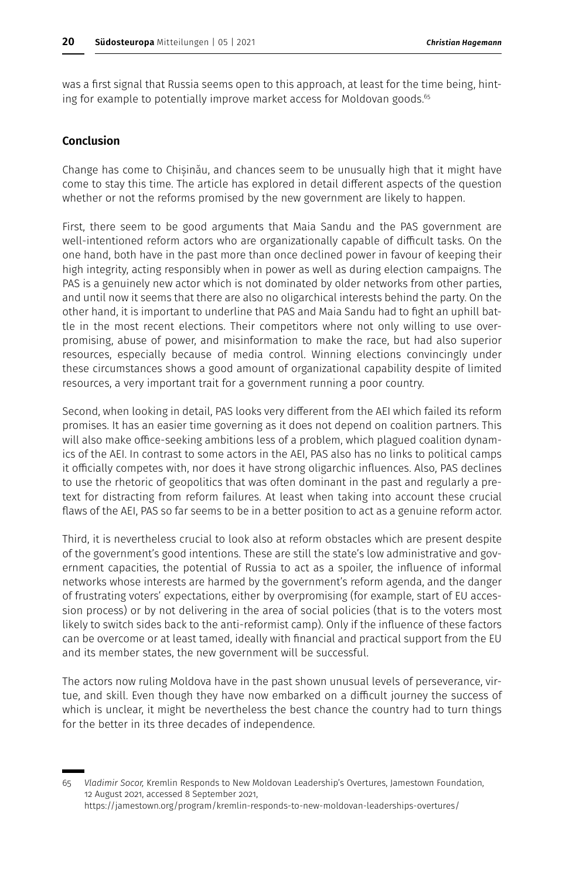was a first signal that Russia seems open to this approach, at least for the time being, hinting for example to potentially improve market access for Moldovan goods.[65]

## Conclusion

Change has come to Chișinău, and chances seem to be unusually high that it might have come to stay this time. The article has explored in detail different aspects of the question whether or not the reforms promised by the new government are likely to happen.

First, there seem to be good arguments that Maia Sandu and the PAS government are well-intentioned reform actors who are organizationally capable of difficult tasks. On the one hand, both have in the past more than once declined power in favour of keeping their high integrity, acting responsibly when in power as well as during election campaigns. The PAS is a genuinely new actor which is not dominated by older networks from other parties, and until now it seems that there are also no oligarchical interests behind the party. On the other hand, it is important to underline that PAS and Maia Sandu had to fight an uphill battle in the most recent elections. Their competitors where not only willing to use overpromising, abuse of power, and misinformation to make the race, but had also superior resources, especially because of media control. Winning elections convincingly under these circumstances shows a good amount of organizational capability despite of limited resources, a very important trait for a government running a poor country.

Second, when looking in detail, PAS looks very different from the AEI which failed its reform promises. It has an easier time governing as it does not depend on coalition partners. This will also make office-seeking ambitions less of a problem, which plagued coalition dynamics of the AEI. In contrast to some actors in the AEI, PAS also has no links to political camps it officially competes with, nor does it have strong oligarchic influences. Also, PAS declines to use the rhetoric of geopolitics that was often dominant in the past and regularly a pretext for distracting from reform failures. At least when taking into account these crucial flaws of the AEI, PAS so far seems to be in a better position to act as a genuine reform actor.

Third, it is nevertheless crucial to look also at reform obstacles which are present despite of the government's good intentions. These are still the state's low administrative and government capacities, the potential of Russia to act as a spoiler, the influence of informal networks whose interests are harmed by the government's reform agenda, and the danger of frustrating voters' expectations, either by overpromising (for example, start of EU accession process) or by not delivering in the area of social policies (that is to the voters most likely to switch sides back to the anti-reformist camp). Only if the influence of these factors can be overcome or at least tamed, ideally with financial and practical support from the EU and its member states, the new government will be successful.

The actors now ruling Moldova have in the past shown unusual levels of perseverance, virtue, and skill. Even though they have now embarked on a difficult journey the success of which is unclear, it might be nevertheless the best chance the country had to turn things for the better in its three decades of independence.

---

65 *Vladimir Socor,* Kremlin Responds to New Moldovan Leadership's Overtures, Jamestown Foundation, 12 August 2021, accessed 8 September 2021, https://jamestown.org/program/kremlin-responds-to-new-moldovan-leaderships-overtures/